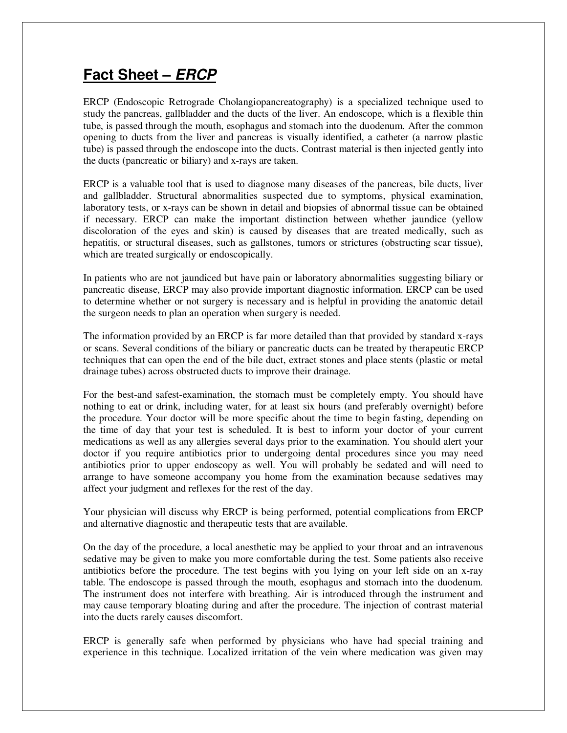# **Fact Sheet –** ***ERCP***

ERCP (Endoscopic Retrograde Cholangiopancreatography) is a specialized technique used to study the pancreas, gallbladder and the ducts of the liver. An endoscope, which is a flexible thin tube, is passed through the mouth, esophagus and stomach into the duodenum. After the common opening to ducts from the liver and pancreas is visually identified, a catheter (a narrow plastic tube) is passed through the endoscope into the ducts. Contrast material is then injected gently into the ducts (pancreatic or biliary) and x-rays are taken.

ERCP is a valuable tool that is used to diagnose many diseases of the pancreas, bile ducts, liver and gallbladder. Structural abnormalities suspected due to symptoms, physical examination, laboratory tests, or x-rays can be shown in detail and biopsies of abnormal tissue can be obtained if necessary. ERCP can make the important distinction between whether jaundice (yellow discoloration of the eyes and skin) is caused by diseases that are treated medically, such as hepatitis, or structural diseases, such as gallstones, tumors or strictures (obstructing scar tissue), which are treated surgically or endoscopically.

In patients who are not jaundiced but have pain or laboratory abnormalities suggesting biliary or pancreatic disease, ERCP may also provide important diagnostic information. ERCP can be used to determine whether or not surgery is necessary and is helpful in providing the anatomic detail the surgeon needs to plan an operation when surgery is needed.

The information provided by an ERCP is far more detailed than that provided by standard x-rays or scans. Several conditions of the biliary or pancreatic ducts can be treated by therapeutic ERCP techniques that can open the end of the bile duct, extract stones and place stents (plastic or metal drainage tubes) across obstructed ducts to improve their drainage.

For the best-and safest-examination, the stomach must be completely empty. You should have nothing to eat or drink, including water, for at least six hours (and preferably overnight) before the procedure. Your doctor will be more specific about the time to begin fasting, depending on the time of day that your test is scheduled. It is best to inform your doctor of your current medications as well as any allergies several days prior to the examination. You should alert your doctor if you require antibiotics prior to undergoing dental procedures since you may need antibiotics prior to upper endoscopy as well. You will probably be sedated and will need to arrange to have someone accompany you home from the examination because sedatives may affect your judgment and reflexes for the rest of the day.

Your physician will discuss why ERCP is being performed, potential complications from ERCP and alternative diagnostic and therapeutic tests that are available.

On the day of the procedure, a local anesthetic may be applied to your throat and an intravenous sedative may be given to make you more comfortable during the test. Some patients also receive antibiotics before the procedure. The test begins with you lying on your left side on an x-ray table. The endoscope is passed through the mouth, esophagus and stomach into the duodenum. The instrument does not interfere with breathing. Air is introduced through the instrument and may cause temporary bloating during and after the procedure. The injection of contrast material into the ducts rarely causes discomfort.

ERCP is generally safe when performed by physicians who have had special training and experience in this technique. Localized irritation of the vein where medication was given may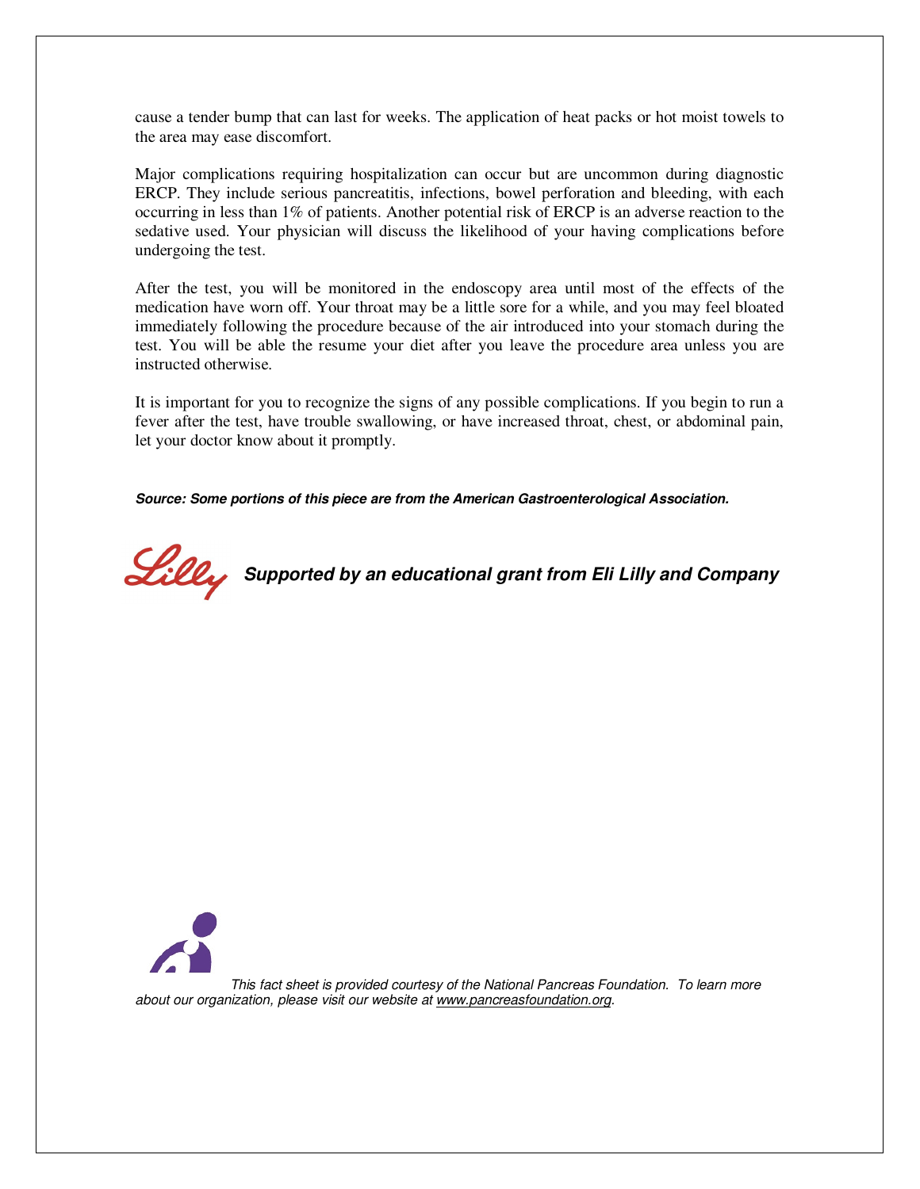cause a tender bump that can last for weeks. The application of heat packs or hot moist towels to the area may ease discomfort.

Major complications requiring hospitalization can occur but are uncommon during diagnostic ERCP. They include serious pancreatitis, infections, bowel perforation and bleeding, with each occurring in less than 1% of patients. Another potential risk of ERCP is an adverse reaction to the sedative used. Your physician will discuss the likelihood of your having complications before undergoing the test.

After the test, you will be monitored in the endoscopy area until most of the effects of the medication have worn off. Your throat may be a little sore for a while, and you may feel bloated immediately following the procedure because of the air introduced into your stomach during the test. You will be able the resume your diet after you leave the procedure area unless you are instructed otherwise.

It is important for you to recognize the signs of any possible complications. If you begin to run a fever after the test, have trouble swallowing, or have increased throat, chest, or abdominal pain, let your doctor know about it promptly.

***Source: Some portions of this piece are from the American Gastroenterological Association.***

Lilly ***Supported by an educational grant from Eli Lilly and Company***

*This fact sheet is provided courtesy of the National Pancreas Foundation. To learn more about our organization, please visit our website at www.pancreasfoundation.org.*